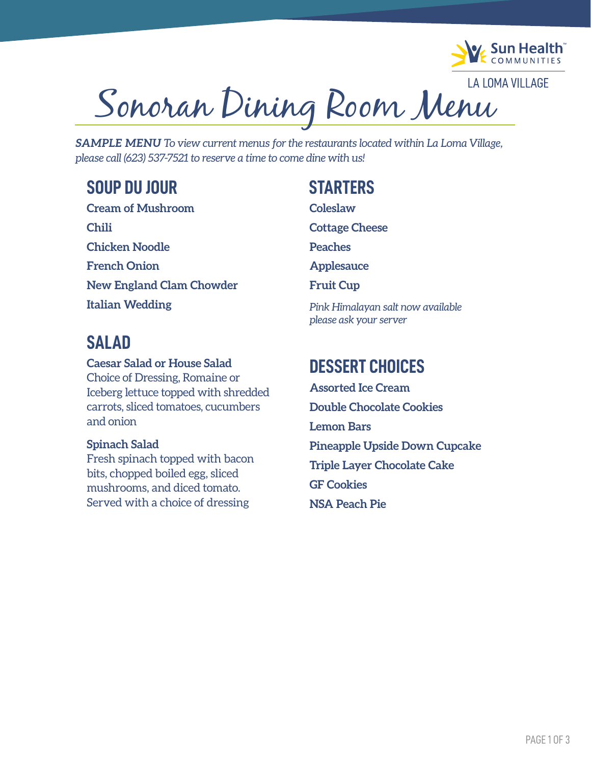Sun Health Communities

LA LOMA VILLAGE

# Sonoran Dining Room Menu

***SAMPLE MENU** To view current menus for the restaurants located within La Loma Village, please call (623) 537-7521 to reserve a time to come dine with us!*

## SOUP DU JOUR

**Cream of Mushroom**

**Chili**

**Chicken Noodle**

**French Onion**

**New England Clam Chowder**

**Italian Wedding**

## SALAD

**Caesar Salad or House Salad**
Choice of Dressing, Romaine or Iceberg lettuce topped with shredded carrots, sliced tomatoes, cucumbers and onion

**Spinach Salad**
Fresh spinach topped with bacon bits, chopped boiled egg, sliced mushrooms, and diced tomato. Served with a choice of dressing

## STARTERS

**Coleslaw**

**Cottage Cheese**

**Peaches**

**Applesauce**

**Fruit Cup**

*Pink Himalayan salt now available please ask your server*

## DESSERT CHOICES

**Assorted Ice Cream**

**Double Chocolate Cookies**

**Lemon Bars**

**Pineapple Upside Down Cupcake**

**Triple Layer Chocolate Cake**

**GF Cookies**

**NSA Peach Pie**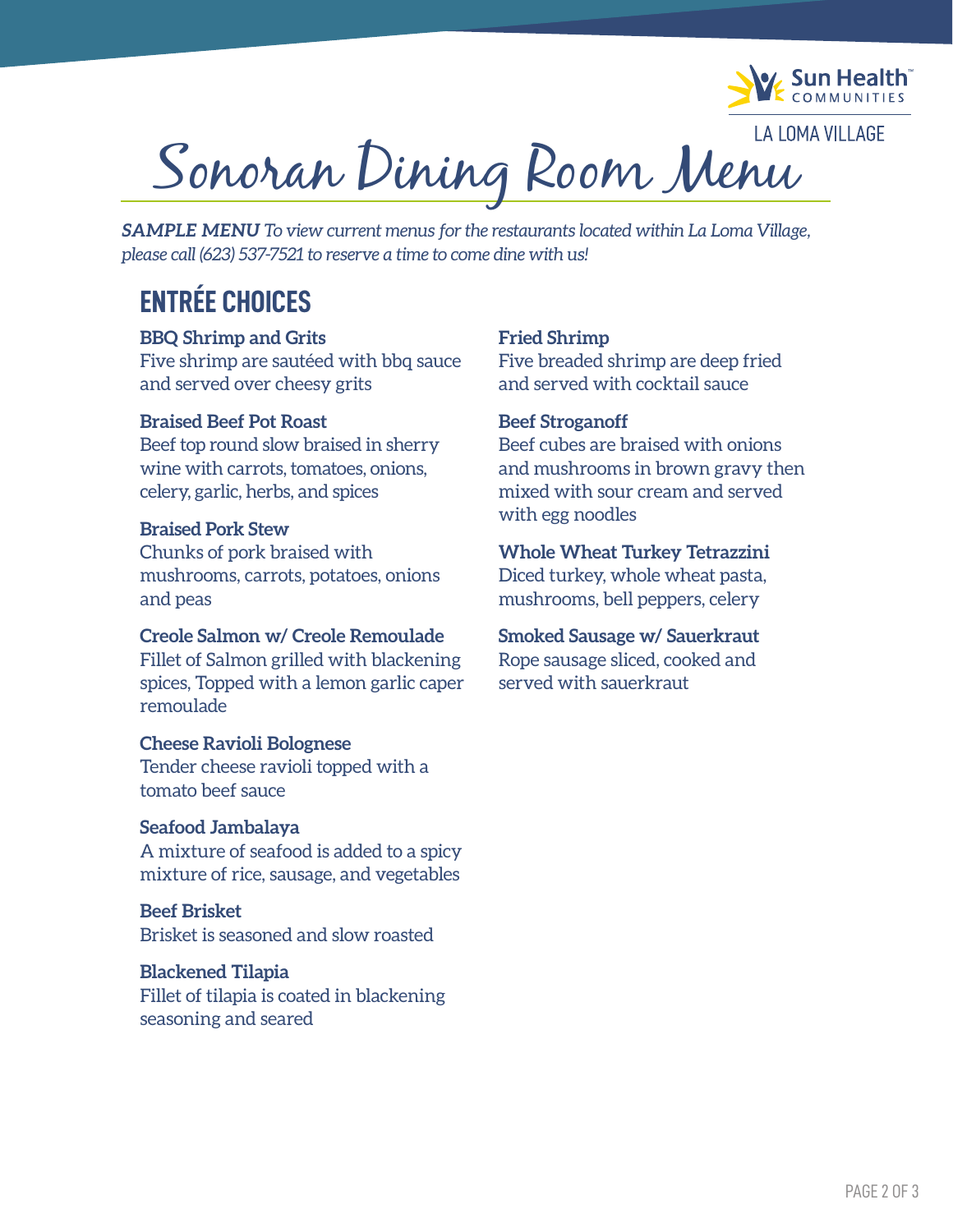Sun Health COMMUNITIES

LA LOMA VILLAGE

# Sonoran Dining Room Menu

***SAMPLE MENU** To view current menus for the restaurants located within La Loma Village, please call (623) 537-7521 to reserve a time to come dine with us!*

## ENTRÉE CHOICES

**BBQ Shrimp and Grits**
Five shrimp are sautéed with bbq sauce and served over cheesy grits

**Braised Beef Pot Roast**
Beef top round slow braised in sherry wine with carrots, tomatoes, onions, celery, garlic, herbs, and spices

**Braised Pork Stew**
Chunks of pork braised with mushrooms, carrots, potatoes, onions and peas

**Creole Salmon w/ Creole Remoulade**
Fillet of Salmon grilled with blackening spices, Topped with a lemon garlic caper remoulade

**Cheese Ravioli Bolognese**
Tender cheese ravioli topped with a tomato beef sauce

**Seafood Jambalaya**
A mixture of seafood is added to a spicy mixture of rice, sausage, and vegetables

**Beef Brisket**
Brisket is seasoned and slow roasted

**Blackened Tilapia**
Fillet of tilapia is coated in blackening seasoning and seared

**Fried Shrimp**
Five breaded shrimp are deep fried and served with cocktail sauce

**Beef Stroganoff**
Beef cubes are braised with onions and mushrooms in brown gravy then mixed with sour cream and served with egg noodles

**Whole Wheat Turkey Tetrazzini**
Diced turkey, whole wheat pasta, mushrooms, bell peppers, celery

**Smoked Sausage w/ Sauerkraut**
Rope sausage sliced, cooked and served with sauerkraut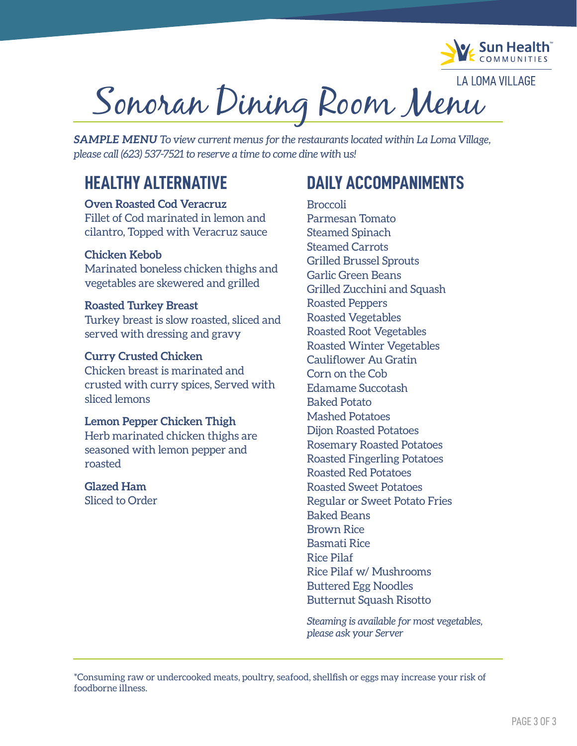Sun Health COMMUNITIES

LA LOMA VILLAGE

# Sonoran Dining Room Menu

***SAMPLE MENU*** *To view current menus for the restaurants located within La Loma Village, please call (623) 537-7521 to reserve a time to come dine with us!*

## HEALTHY ALTERNATIVE

**Oven Roasted Cod Veracruz**
Fillet of Cod marinated in lemon and cilantro, Topped with Veracruz sauce

**Chicken Kebob**
Marinated boneless chicken thighs and vegetables are skewered and grilled

**Roasted Turkey Breast**
Turkey breast is slow roasted, sliced and served with dressing and gravy

**Curry Crusted Chicken**
Chicken breast is marinated and crusted with curry spices, Served with sliced lemons

**Lemon Pepper Chicken Thigh**
Herb marinated chicken thighs are seasoned with lemon pepper and roasted

**Glazed Ham**
Sliced to Order

## DAILY ACCOMPANIMENTS

Broccoli
Parmesan Tomato
Steamed Spinach
Steamed Carrots
Grilled Brussel Sprouts
Garlic Green Beans
Grilled Zucchini and Squash
Roasted Peppers
Roasted Vegetables
Roasted Root Vegetables
Roasted Winter Vegetables
Cauliflower Au Gratin
Corn on the Cob
Edamame Succotash
Baked Potato
Mashed Potatoes
Dijon Roasted Potatoes
Rosemary Roasted Potatoes
Roasted Fingerling Potatoes
Roasted Red Potatoes
Roasted Sweet Potatoes
Regular or Sweet Potato Fries
Baked Beans
Brown Rice
Basmati Rice
Rice Pilaf
Rice Pilaf w/ Mushrooms
Buttered Egg Noodles
Butternut Squash Risotto

*Steaming is available for most vegetables, please ask your Server*

*Consuming raw or undercooked meats, poultry, seafood, shellfish or eggs may increase your risk of foodborne illness.